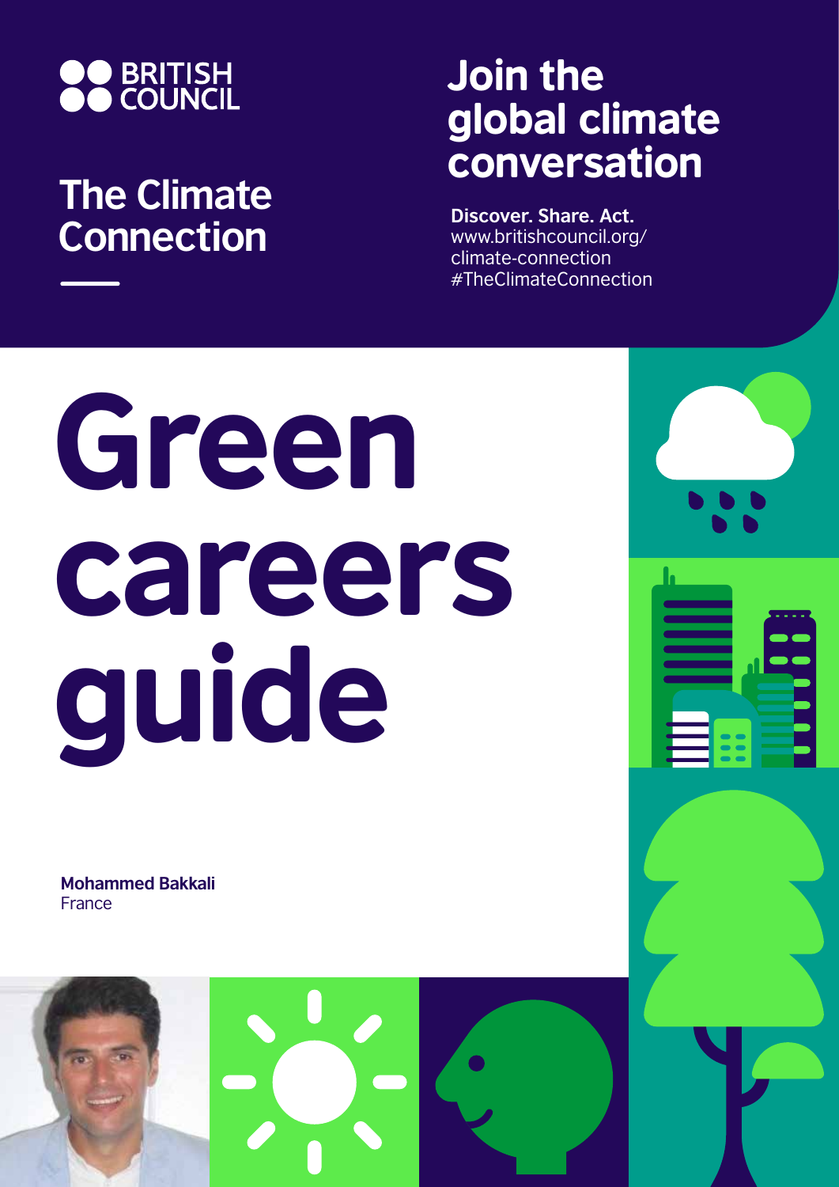BRITISH COUNCIL

## The Climate Connection

## Join the global climate conversation

**Discover. Share. Act.**
www.britishcouncil.org/climate-connection
#TheClimateConnection

# Green careers guide

**Mohammed Bakkali**
France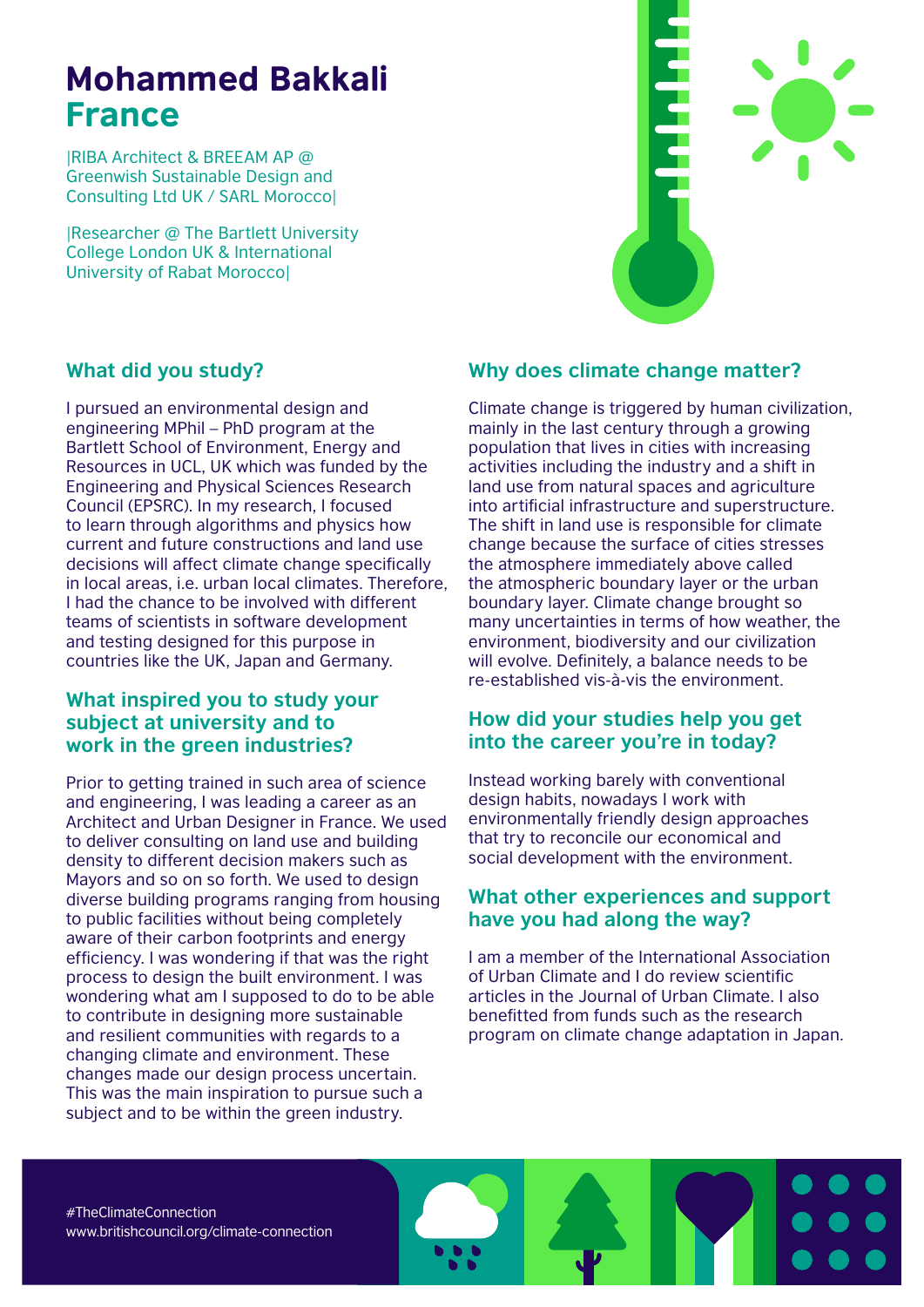# Mohammed Bakkali
## France

|RIBA Architect & BREEAM AP @ Greenwish Sustainable Design and Consulting Ltd UK / SARL Morocco|

|Researcher @ The Bartlett University College London UK & International University of Rabat Morocco|

### What did you study?

I pursued an environmental design and engineering MPhil – PhD program at the Bartlett School of Environment, Energy and Resources in UCL, UK which was funded by the Engineering and Physical Sciences Research Council (EPSRC). In my research, I focused to learn through algorithms and physics how current and future constructions and land use decisions will affect climate change specifically in local areas, i.e. urban local climates. Therefore, I had the chance to be involved with different teams of scientists in software development and testing designed for this purpose in countries like the UK, Japan and Germany.

### What inspired you to study your subject at university and to work in the green industries?

Prior to getting trained in such area of science and engineering, I was leading a career as an Architect and Urban Designer in France. We used to deliver consulting on land use and building density to different decision makers such as Mayors and so on so forth. We used to design diverse building programs ranging from housing to public facilities without being completely aware of their carbon footprints and energy efficiency. I was wondering if that was the right process to design the built environment. I was wondering what am I supposed to do to be able to contribute in designing more sustainable and resilient communities with regards to a changing climate and environment. These changes made our design process uncertain. This was the main inspiration to pursue such a subject and to be within the green industry.

### Why does climate change matter?

Climate change is triggered by human civilization, mainly in the last century through a growing population that lives in cities with increasing activities including the industry and a shift in land use from natural spaces and agriculture into artificial infrastructure and superstructure. The shift in land use is responsible for climate change because the surface of cities stresses the atmosphere immediately above called the atmospheric boundary layer or the urban boundary layer. Climate change brought so many uncertainties in terms of how weather, the environment, biodiversity and our civilization will evolve. Definitely, a balance needs to be re-established vis-à-vis the environment.

### How did your studies help you get into the career you're in today?

Instead working barely with conventional design habits, nowadays I work with environmentally friendly design approaches that try to reconcile our economical and social development with the environment.

### What other experiences and support have you had along the way?

I am a member of the International Association of Urban Climate and I do review scientific articles in the Journal of Urban Climate. I also benefitted from funds such as the research program on climate change adaptation in Japan.

#TheClimateConnection
www.britishcouncil.org/climate-connection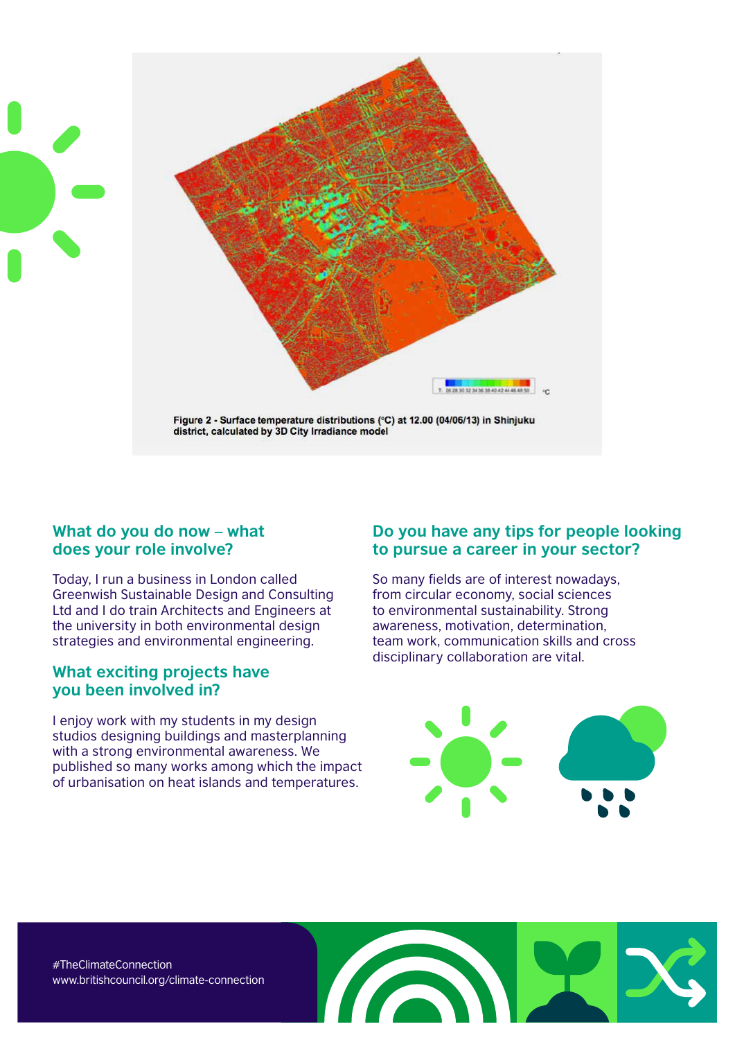T: 26 28 30 32 34 36 38 40 42 44 46 48 50 °C

Figure 2 - Surface temperature distributions (°C) at 12.00 (04/06/13) in Shinjuku district, calculated by 3D City Irradiance model

## What do you do now – what does your role involve?

Today, I run a business in London called Greenwish Sustainable Design and Consulting Ltd and I do train Architects and Engineers at the university in both environmental design strategies and environmental engineering.

## What exciting projects have you been involved in?

I enjoy work with my students in my design studios designing buildings and masterplanning with a strong environmental awareness. We published so many works among which the impact of urbanisation on heat islands and temperatures.

## Do you have any tips for people looking to pursue a career in your sector?

So many fields are of interest nowadays, from circular economy, social sciences to environmental sustainability. Strong awareness, motivation, determination, team work, communication skills and cross disciplinary collaboration are vital.

#TheClimateConnection
www.britishcouncil.org/climate-connection